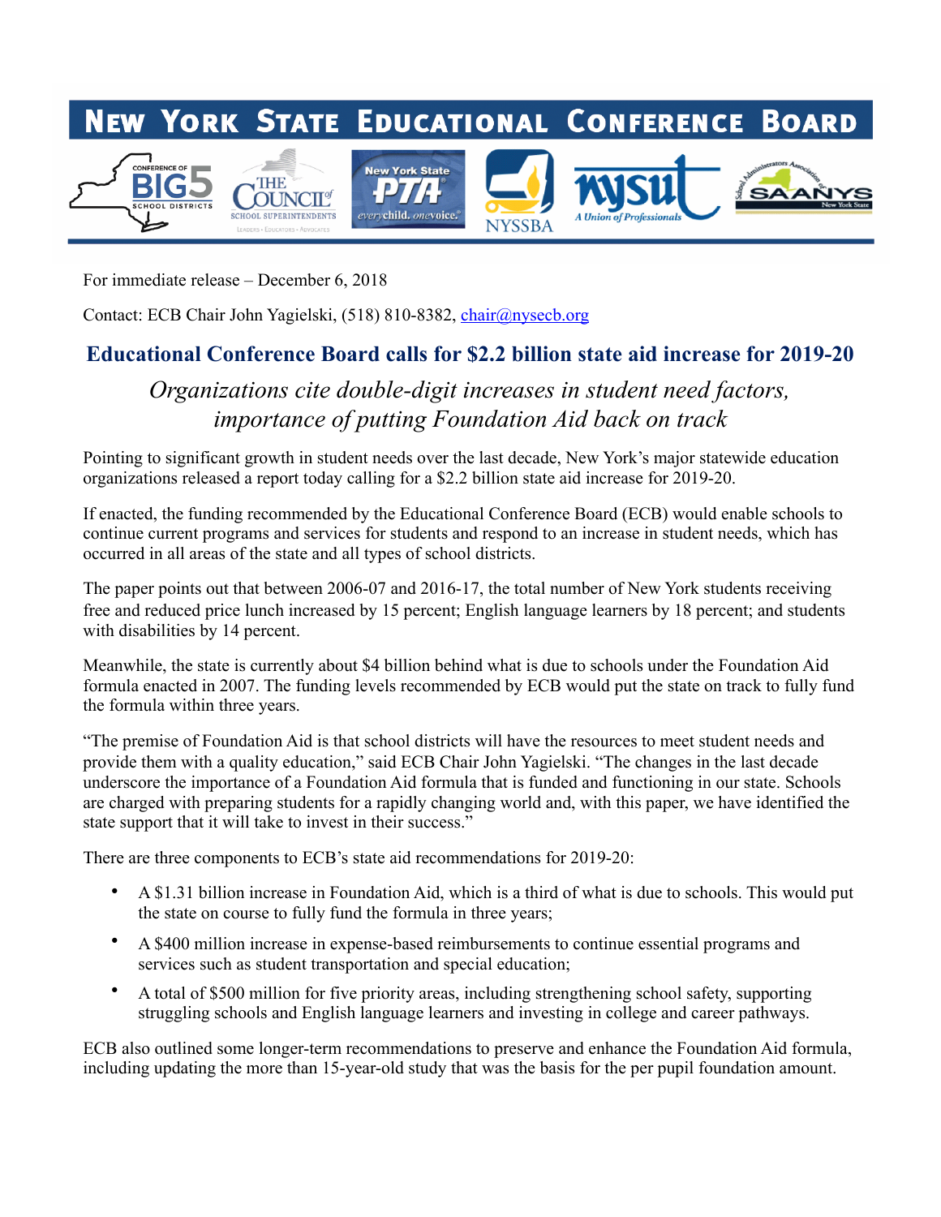# New York State Educational Conference Board

For immediate release – December 6, 2018

Contact: ECB Chair John Yagielski, (518) 810-8382, chair@nysecb.org

## Educational Conference Board calls for $2.2 billion state aid increase for 2019-20

### *Organizations cite double-digit increases in student need factors, importance of putting Foundation Aid back on track*

Pointing to significant growth in student needs over the last decade, New York's major statewide education organizations released a report today calling for a $2.2 billion state aid increase for 2019-20.

If enacted, the funding recommended by the Educational Conference Board (ECB) would enable schools to continue current programs and services for students and respond to an increase in student needs, which has occurred in all areas of the state and all types of school districts.

The paper points out that between 2006-07 and 2016-17, the total number of New York students receiving free and reduced price lunch increased by 15 percent; English language learners by 18 percent; and students with disabilities by 14 percent.

Meanwhile, the state is currently about $4 billion behind what is due to schools under the Foundation Aid formula enacted in 2007. The funding levels recommended by ECB would put the state on track to fully fund the formula within three years.

"The premise of Foundation Aid is that school districts will have the resources to meet student needs and provide them with a quality education," said ECB Chair John Yagielski. "The changes in the last decade underscore the importance of a Foundation Aid formula that is funded and functioning in our state. Schools are charged with preparing students for a rapidly changing world and, with this paper, we have identified the state support that it will take to invest in their success."

There are three components to ECB's state aid recommendations for 2019-20:

- A $1.31 billion increase in Foundation Aid, which is a third of what is due to schools. This would put the state on course to fully fund the formula in three years;
- A $400 million increase in expense-based reimbursements to continue essential programs and services such as student transportation and special education;
- A total of $500 million for five priority areas, including strengthening school safety, supporting struggling schools and English language learners and investing in college and career pathways.

ECB also outlined some longer-term recommendations to preserve and enhance the Foundation Aid formula, including updating the more than 15-year-old study that was the basis for the per pupil foundation amount.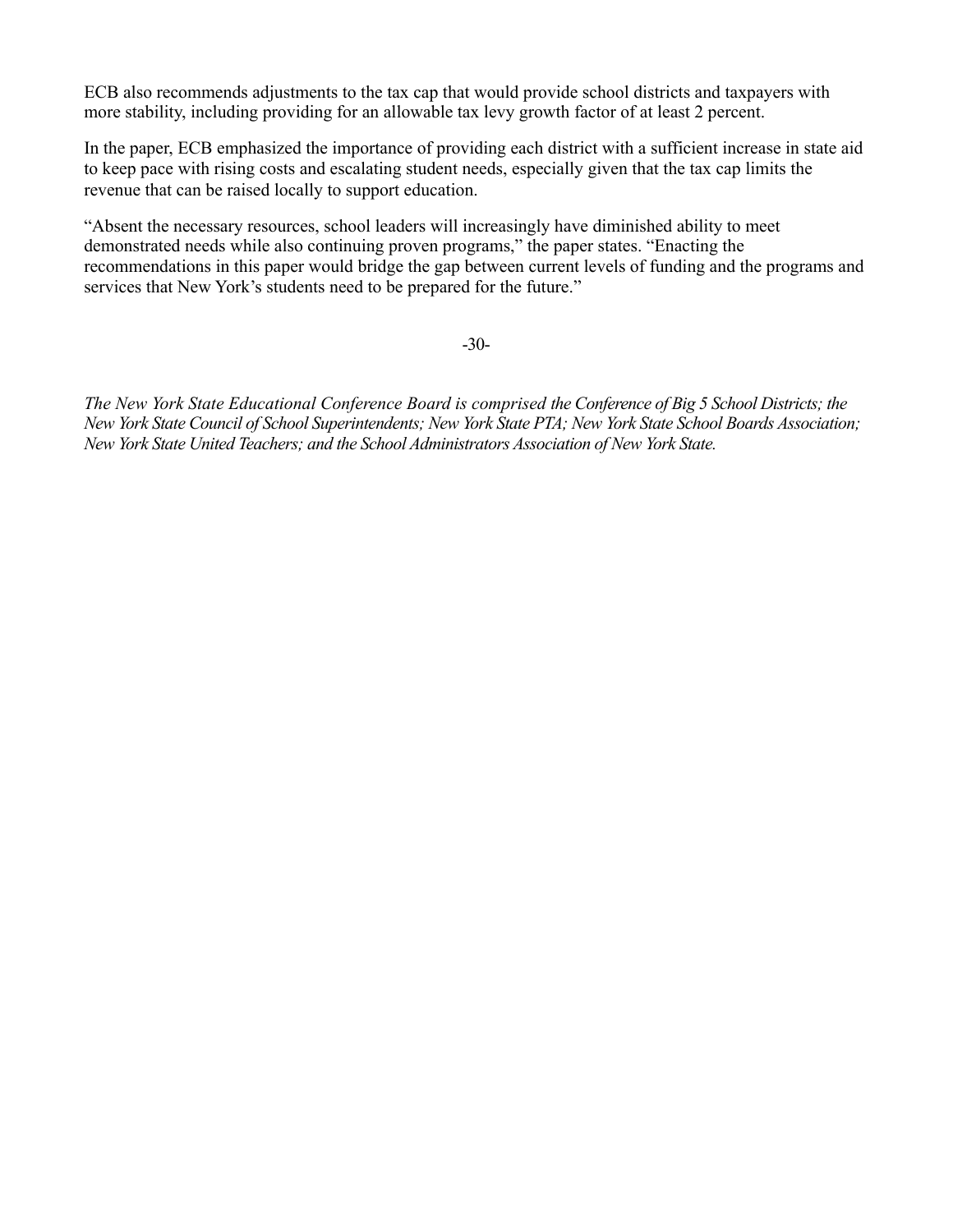ECB also recommends adjustments to the tax cap that would provide school districts and taxpayers with more stability, including providing for an allowable tax levy growth factor of at least 2 percent.

In the paper, ECB emphasized the importance of providing each district with a sufficient increase in state aid to keep pace with rising costs and escalating student needs, especially given that the tax cap limits the revenue that can be raised locally to support education.

"Absent the necessary resources, school leaders will increasingly have diminished ability to meet demonstrated needs while also continuing proven programs," the paper states. "Enacting the recommendations in this paper would bridge the gap between current levels of funding and the programs and services that New York's students need to be prepared for the future."

-30-

*The New York State Educational Conference Board is comprised the Conference of Big 5 School Districts; the New York State Council of School Superintendents; New York State PTA; New York State School Boards Association; New York State United Teachers; and the School Administrators Association of New York State.*